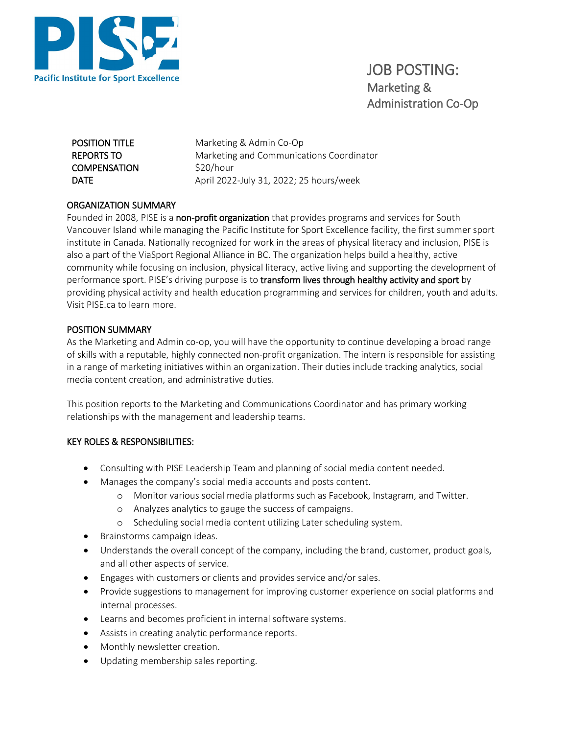Pacific Institute for Sport Excellence

# JOB POSTING: Marketing & Administration Co-Op

| | |
|---|---|
| POSITION TITLE | Marketing & Admin Co-Op |
| REPORTS TO | Marketing and Communications Coordinator |
| COMPENSATION | $20/hour |
| DATE | April 2022-July 31, 2022; 25 hours/week |

## ORGANIZATION SUMMARY

Founded in 2008, PISE is a **non-profit organization** that provides programs and services for South Vancouver Island while managing the Pacific Institute for Sport Excellence facility, the first summer sport institute in Canada. Nationally recognized for work in the areas of physical literacy and inclusion, PISE is also a part of the ViaSport Regional Alliance in BC. The organization helps build a healthy, active community while focusing on inclusion, physical literacy, active living and supporting the development of performance sport. PISE's driving purpose is to **transform lives through healthy activity and sport** by providing physical activity and health education programming and services for children, youth and adults. Visit PISE.ca to learn more.

## POSITION SUMMARY

As the Marketing and Admin co-op, you will have the opportunity to continue developing a broad range of skills with a reputable, highly connected non-profit organization. The intern is responsible for assisting in a range of marketing initiatives within an organization. Their duties include tracking analytics, social media content creation, and administrative duties.

This position reports to the Marketing and Communications Coordinator and has primary working relationships with the management and leadership teams.

## KEY ROLES & RESPONSIBILITIES:

- Consulting with PISE Leadership Team and planning of social media content needed.
- Manages the company's social media accounts and posts content.
  - Monitor various social media platforms such as Facebook, Instagram, and Twitter.
  - Analyzes analytics to gauge the success of campaigns.
  - Scheduling social media content utilizing Later scheduling system.
- Brainstorms campaign ideas.
- Understands the overall concept of the company, including the brand, customer, product goals, and all other aspects of service.
- Engages with customers or clients and provides service and/or sales.
- Provide suggestions to management for improving customer experience on social platforms and internal processes.
- Learns and becomes proficient in internal software systems.
- Assists in creating analytic performance reports.
- Monthly newsletter creation.
- Updating membership sales reporting.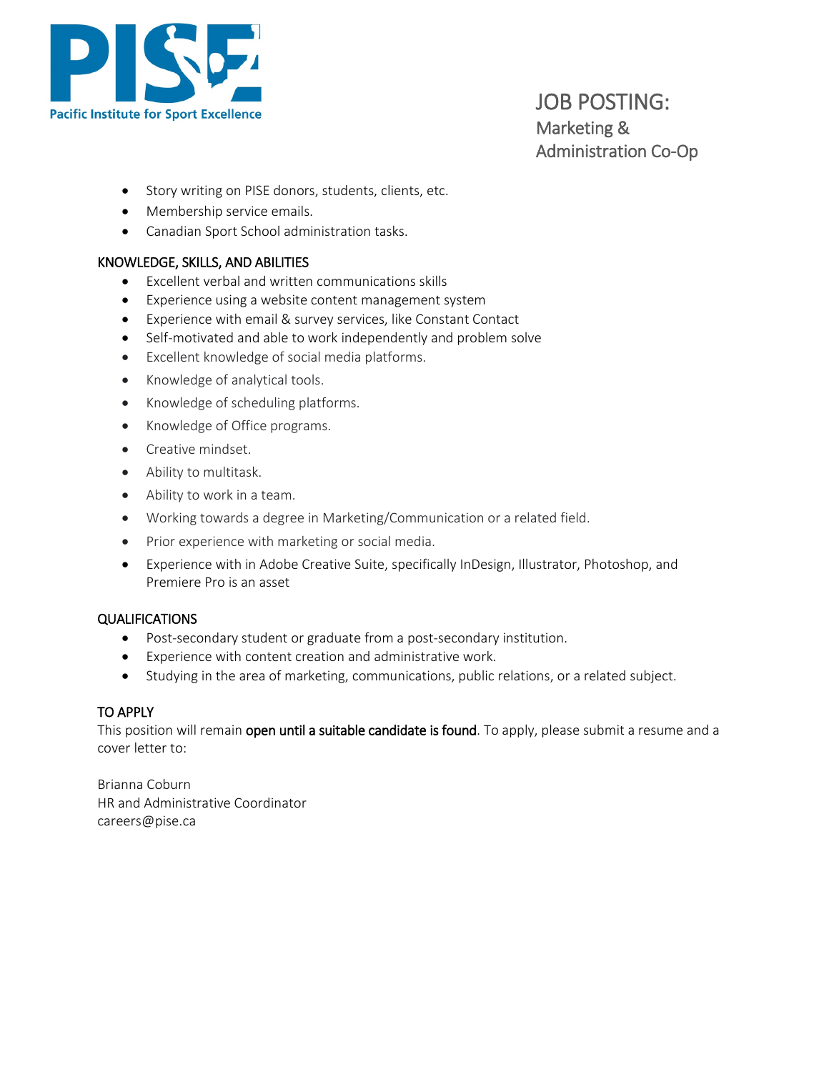# JOB POSTING:

## Marketing & Administration Co-Op

- Story writing on PISE donors, students, clients, etc.
- Membership service emails.
- Canadian Sport School administration tasks.

### KNOWLEDGE, SKILLS, AND ABILITIES

- Excellent verbal and written communications skills
- Experience using a website content management system
- Experience with email & survey services, like Constant Contact
- Self-motivated and able to work independently and problem solve
- Excellent knowledge of social media platforms.
- Knowledge of analytical tools.
- Knowledge of scheduling platforms.
- Knowledge of Office programs.
- Creative mindset.
- Ability to multitask.
- Ability to work in a team.
- Working towards a degree in Marketing/Communication or a related field.
- Prior experience with marketing or social media.
- Experience with in Adobe Creative Suite, specifically InDesign, Illustrator, Photoshop, and Premiere Pro is an asset

### QUALIFICATIONS

- Post-secondary student or graduate from a post-secondary institution.
- Experience with content creation and administrative work.
- Studying in the area of marketing, communications, public relations, or a related subject.

### TO APPLY

This position will remain **open until a suitable candidate is found**. To apply, please submit a resume and a cover letter to:

Brianna Coburn
HR and Administrative Coordinator
careers@pise.ca